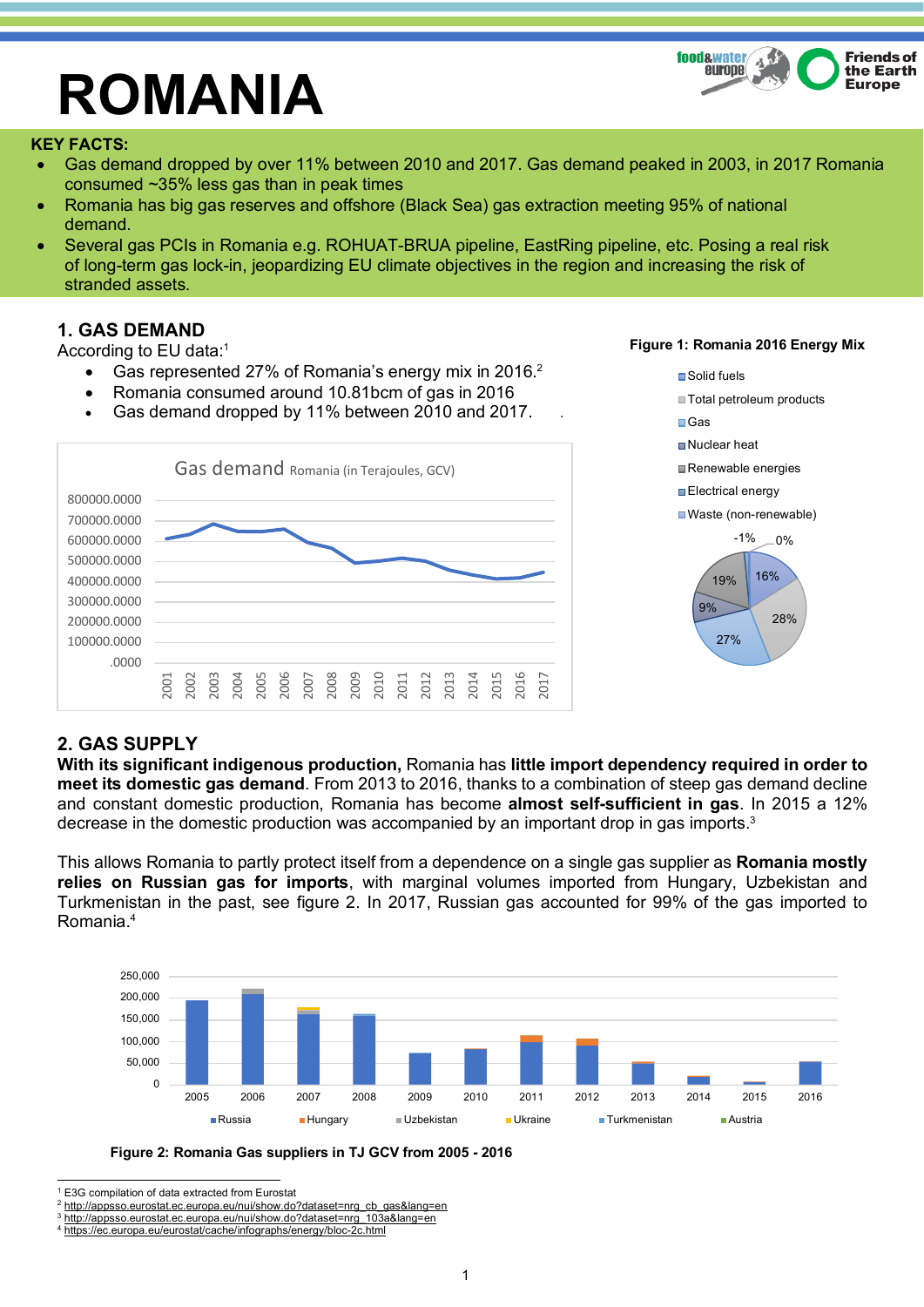# ROMANIA

**KEY FACTS:**

- Gas demand dropped by over 11% between 2010 and 2017. Gas demand peaked in 2003, in 2017 Romania consumed ~35% less gas than in peak times
- Romania has big gas reserves and offshore (Black Sea) gas extraction meeting 95% of national demand.
- Several gas PCIs in Romania e.g. ROHUAT-BRUA pipeline, EastRing pipeline, etc. Posing a real risk of long-term gas lock-in, jeopardizing EU climate objectives in the region and increasing the risk of stranded assets.

## 1. GAS DEMAND

According to EU data:[1]

- Gas represented 27% of Romania's energy mix in 2016.[2]
- Romania consumed around 10.81bcm of gas in 2016
- Gas demand dropped by 11% between 2010 and 2017.

**Figure 1: Romania 2016 Energy Mix**

## 2. GAS SUPPLY

**With its significant indigenous production,** Romania has **little import dependency required in order to meet its domestic gas demand**. From 2013 to 2016, thanks to a combination of steep gas demand decline and constant domestic production, Romania has become **almost self-sufficient in gas**. In 2015 a 12% decrease in the domestic production was accompanied by an important drop in gas imports.[3]

This allows Romania to partly protect itself from a dependence on a single gas supplier as **Romania mostly relies on Russian gas for imports**, with marginal volumes imported from Hungary, Uzbekistan and Turkmenistan in the past, see figure 2. In 2017, Russian gas accounted for 99% of the gas imported to Romania.[4]

**Figure 2: Romania Gas suppliers in TJ GCV from 2005 - 2016**

---

[1] E3G compilation of data extracted from Eurostat
[2] http://appsso.eurostat.ec.europa.eu/nui/show.do?dataset=nrg_cb_gas&lang=en
[3] http://appsso.eurostat.ec.europa.eu/nui/show.do?dataset=nrg_103a&lang=en
[4] https://ec.europa.eu/eurostat/cache/infographs/energy/bloc-2c.html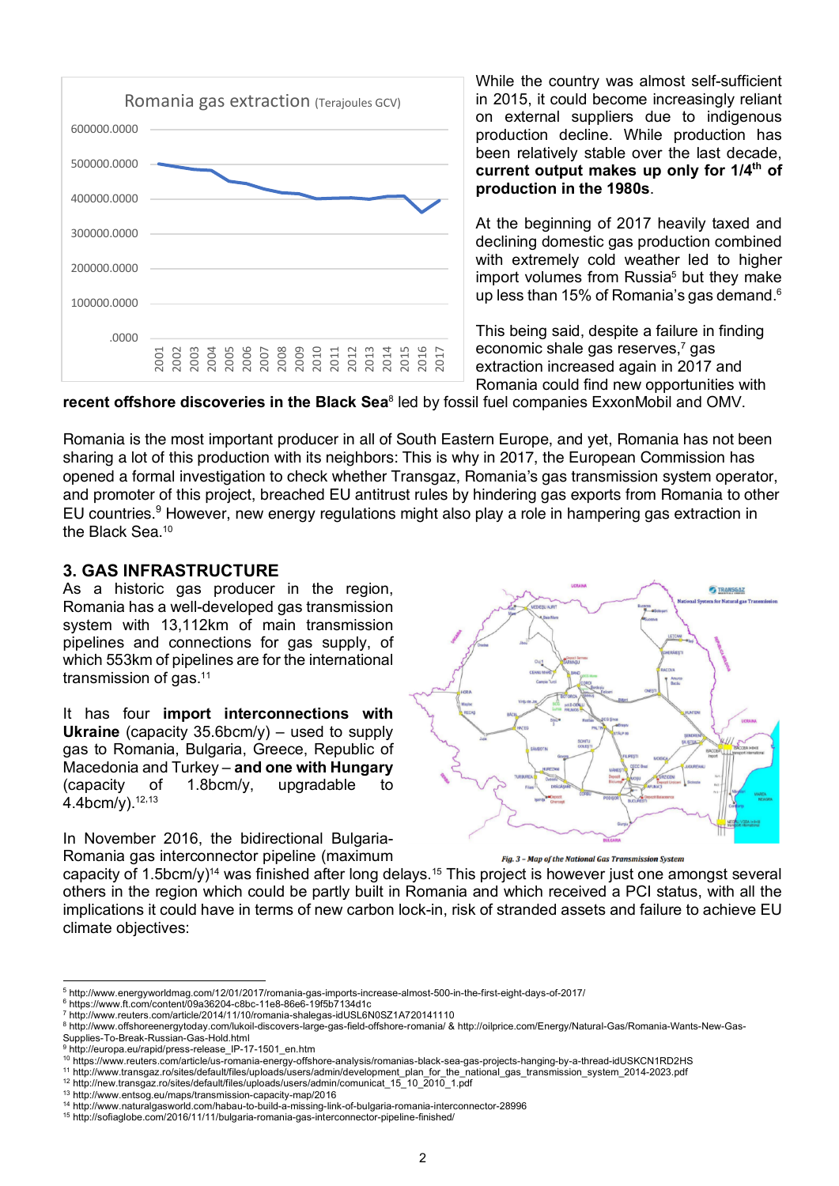While the country was almost self-sufficient in 2015, it could become increasingly reliant on external suppliers due to indigenous production decline. While production has been relatively stable over the last decade, **current output makes up only for 1/4th of production in the 1980s**.

At the beginning of 2017 heavily taxed and declining domestic gas production combined with extremely cold weather led to higher import volumes from Russia[5] but they make up less than 15% of Romania's gas demand.[6]

This being said, despite a failure in finding economic shale gas reserves,[7] gas extraction increased again in 2017 and Romania could find new opportunities with **recent offshore discoveries in the Black Sea**[8] led by fossil fuel companies ExxonMobil and OMV.

Romania is the most important producer in all of South Eastern Europe, and yet, Romania has not been sharing a lot of this production with its neighbors: This is why in 2017, the European Commission has opened a formal investigation to check whether Transgaz, Romania's gas transmission system operator, and promoter of this project, breached EU antitrust rules by hindering gas exports from Romania to other EU countries.[9] However, new energy regulations might also play a role in hampering gas extraction in the Black Sea.[10]

## 3. GAS INFRASTRUCTURE

As a historic gas producer in the region, Romania has a well-developed gas transmission system with 13,112km of main transmission pipelines and connections for gas supply, of which 553km of pipelines are for the international transmission of gas.[11]

It has four **import interconnections with Ukraine** (capacity 35.6bcm/y) – used to supply gas to Romania, Bulgaria, Greece, Republic of Macedonia and Turkey – **and one with Hungary** (capacity of 1.8bcm/y, upgradable to 4.4bcm/y).[12,13]

*Fig. 3 – Map of the National Gas Transmission System*

In November 2016, the bidirectional Bulgaria-Romania gas interconnector pipeline (maximum capacity of 1.5bcm/y)[14] was finished after long delays.[15] This project is however just one amongst several others in the region which could be partly built in Romania and which received a PCI status, with all the implications it could have in terms of new carbon lock-in, risk of stranded assets and failure to achieve EU climate objectives:

---

[5] http://www.energyworldmag.com/12/01/2017/romania-gas-imports-increase-almost-500-in-the-first-eight-days-of-2017/
[6] https://www.ft.com/content/09a36204-c8bc-11e8-86e6-19f5b7134d1c
[7] http://www.reuters.com/article/2014/11/10/romania-shalegas-idUSL6N0SZ1A720141110
[8] http://www.offshoreenergytoday.com/lukoil-discovers-large-gas-field-offshore-romania/ & http://oilprice.com/Energy/Natural-Gas/Romania-Wants-New-Gas-Supplies-To-Break-Russian-Gas-Hold.html
[9] http://europa.eu/rapid/press-release_IP-17-1501_en.htm
[10] https://www.reuters.com/article/us-romania-energy-offshore-analysis/romanias-black-sea-gas-projects-hanging-by-a-thread-idUSKCN1RD2HS
[11] http://www.transgaz.ro/sites/default/files/uploads/users/admin/development_plan_for_the_national_gas_transmission_system_2014-2023.pdf
[12] http://new.transgaz.ro/sites/default/files/uploads/users/admin/comunicat_15_10_2010_1.pdf
[13] http://www.entsog.eu/maps/transmission-capacity-map/2016
[14] http://www.naturalgasworld.com/habau-to-build-a-missing-link-of-bulgaria-romania-interconnector-28996
[15] http://sofiaglobe.com/2016/11/11/bulgaria-romania-gas-interconnector-pipeline-finished/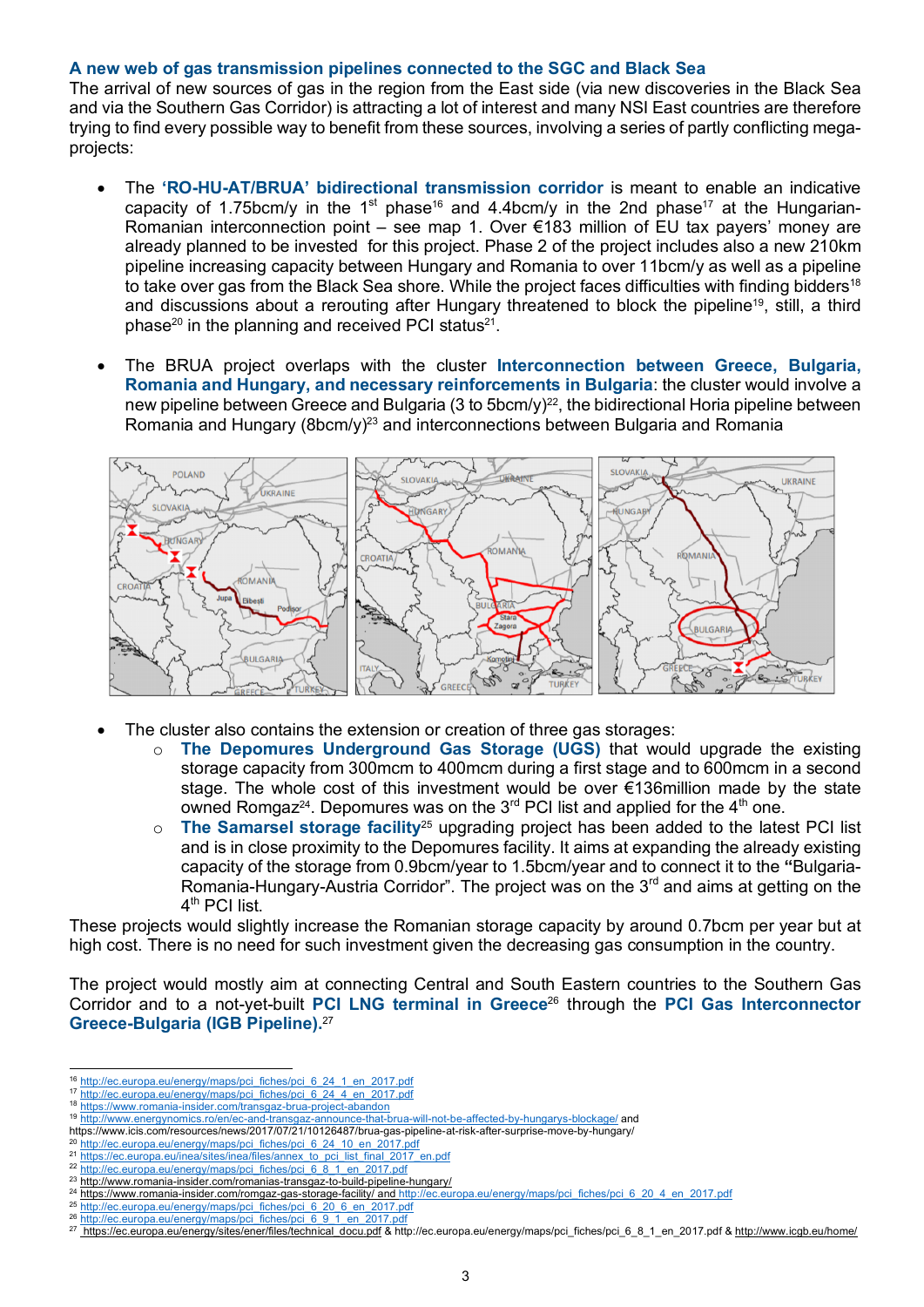### A new web of gas transmission pipelines connected to the SGC and Black Sea

The arrival of new sources of gas in the region from the East side (via new discoveries in the Black Sea and via the Southern Gas Corridor) is attracting a lot of interest and many NSI East countries are therefore trying to find every possible way to benefit from these sources, involving a series of partly conflicting mega-projects:

- The **'RO-HU-AT/BRUA' bidirectional transmission corridor** is meant to enable an indicative capacity of 1.75bcm/y in the 1st phase[16] and 4.4bcm/y in the 2nd phase[17] at the Hungarian-Romanian interconnection point – see map 1. Over €183 million of EU tax payers' money are already planned to be invested for this project. Phase 2 of the project includes also a new 210km pipeline increasing capacity between Hungary and Romania to over 11bcm/y as well as a pipeline to take over gas from the Black Sea shore. While the project faces difficulties with finding bidders[18] and discussions about a rerouting after Hungary threatened to block the pipeline[19], still, a third phase[20] in the planning and received PCI status[21].

- The BRUA project overlaps with the cluster **Interconnection between Greece, Bulgaria, Romania and Hungary, and necessary reinforcements in Bulgaria**: the cluster would involve a new pipeline between Greece and Bulgaria (3 to 5bcm/y)[22], the bidirectional Horia pipeline between Romania and Hungary (8bcm/y)[23] and interconnections between Bulgaria and Romania

- The cluster also contains the extension or creation of three gas storages:
  - **The Depomures Underground Gas Storage (UGS)** that would upgrade the existing storage capacity from 300mcm to 400mcm during a first stage and to 600mcm in a second stage. The whole cost of this investment would be over €136million made by the state owned Romgaz[24]. Depomures was on the 3rd PCI list and applied for the 4th one.
  - **The Samarsel storage facility**[25] upgrading project has been added to the latest PCI list and is in close proximity to the Depomures facility. It aims at expanding the already existing capacity of the storage from 0.9bcm/year to 1.5bcm/year and to connect it to the **"**Bulgaria-Romania-Hungary-Austria Corridor". The project was on the 3rd and aims at getting on the 4th PCI list.

These projects would slightly increase the Romanian storage capacity by around 0.7bcm per year but at high cost. There is no need for such investment given the decreasing gas consumption in the country.

The project would mostly aim at connecting Central and South Eastern countries to the Southern Gas Corridor and to a not-yet-built **PCI LNG terminal in Greece**[26] through the **PCI Gas Interconnector Greece-Bulgaria (IGB Pipeline).**[27]

---

[16] http://ec.europa.eu/energy/maps/pci_fiches/pci_6_24_1_en_2017.pdf
[17] http://ec.europa.eu/energy/maps/pci_fiches/pci_6_24_4_en_2017.pdf
[18] https://www.romania-insider.com/transgaz-brua-project-abandon
[19] http://www.energynomics.ro/en/ec-and-transgaz-announce-that-brua-will-not-be-affected-by-hungarys-blockage/ and https://www.icis.com/resources/news/2017/07/21/10126487/brua-gas-pipeline-at-risk-after-surprise-move-by-hungary/
[20] http://ec.europa.eu/energy/maps/pci_fiches/pci_6_24_10_en_2017.pdf
[21] https://ec.europa.eu/inea/sites/inea/files/annex_to_pci_list_final_2017_en.pdf
[22] http://ec.europa.eu/energy/maps/pci_fiches/pci_6_8_1_en_2017.pdf
[23] http://www.romania-insider.com/romanias-transgaz-to-build-pipeline-hungary/
[24] https://www.romania-insider.com/romgaz-gas-storage-facility/ and http://ec.europa.eu/energy/maps/pci_fiches/pci_6_20_4_en_2017.pdf
[25] http://ec.europa.eu/energy/maps/pci_fiches/pci_6_20_6_en_2017.pdf
[26] http://ec.europa.eu/energy/maps/pci_fiches/pci_6_9_1_en_2017.pdf
[27] https://ec.europa.eu/energy/sites/ener/files/technical_docu.pdf & http://ec.europa.eu/energy/maps/pci_fiches/pci_6_8_1_en_2017.pdf & http://www.icgb.eu/home/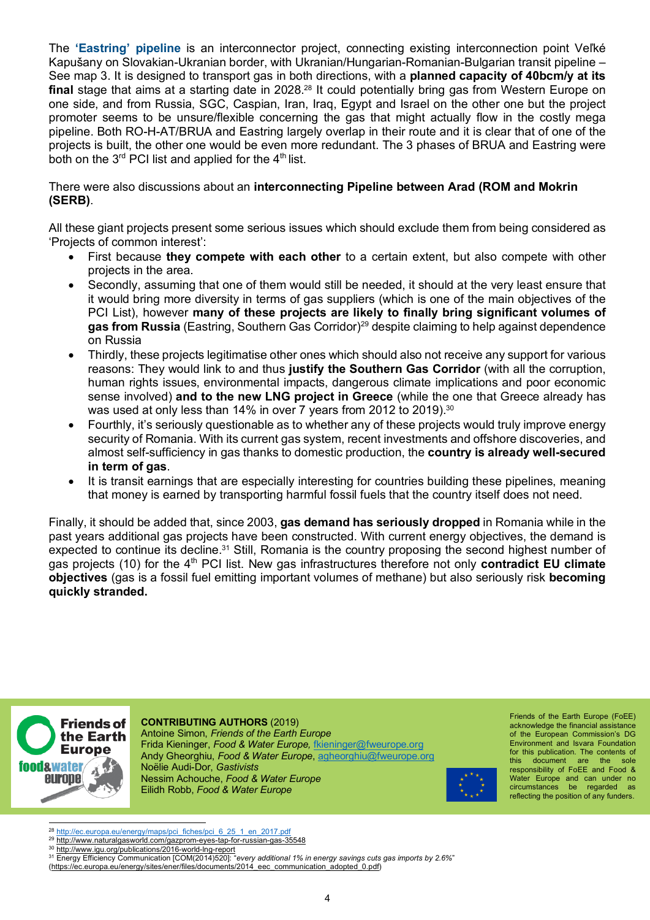The **'Eastring' pipeline** is an interconnector project, connecting existing interconnection point Veľké Kapušany on Slovakian-Ukranian border, with Ukranian/Hungarian-Romanian-Bulgarian transit pipeline – See map 3. It is designed to transport gas in both directions, with a **planned capacity of 40bcm/y at its final** stage that aims at a starting date in 2028.[28] It could potentially bring gas from Western Europe on one side, and from Russia, SGC, Caspian, Iran, Iraq, Egypt and Israel on the other one but the project promoter seems to be unsure/flexible concerning the gas that might actually flow in the costly mega pipeline. Both RO-H-AT/BRUA and Eastring largely overlap in their route and it is clear that of one of the projects is built, the other one would be even more redundant. The 3 phases of BRUA and Eastring were both on the 3rd PCI list and applied for the 4th list.

There were also discussions about an **interconnecting Pipeline between Arad (ROM and Mokrin (SERB)**.

All these giant projects present some serious issues which should exclude them from being considered as 'Projects of common interest':

- First because **they compete with each other** to a certain extent, but also compete with other projects in the area.
- Secondly, assuming that one of them would still be needed, it should at the very least ensure that it would bring more diversity in terms of gas suppliers (which is one of the main objectives of the PCI List), however **many of these projects are likely to finally bring significant volumes of gas from Russia** (Eastring, Southern Gas Corridor)[29] despite claiming to help against dependence on Russia
- Thirdly, these projects legitimise other ones which should also not receive any support for various reasons: They would link to and thus **justify the Southern Gas Corridor** (with all the corruption, human rights issues, environmental impacts, dangerous climate implications and poor economic sense involved) **and to the new LNG project in Greece** (while the one that Greece already has was used at only less than 14% in over 7 years from 2012 to 2019).[30]
- Fourthly, it's seriously questionable as to whether any of these projects would truly improve energy security of Romania. With its current gas system, recent investments and offshore discoveries, and almost self-sufficiency in gas thanks to domestic production, the **country is already well-secured in term of gas**.
- It is transit earnings that are especially interesting for countries building these pipelines, meaning that money is earned by transporting harmful fossil fuels that the country itself does not need.

Finally, it should be added that, since 2003, **gas demand has seriously dropped** in Romania while in the past years additional gas projects have been constructed. With current energy objectives, the demand is expected to continue its decline.[31] Still, Romania is the country proposing the second highest number of gas projects (10) for the 4th PCI list. New gas infrastructures therefore not only **contradict EU climate objectives** (gas is a fossil fuel emitting important volumes of methane) but also seriously risk **becoming quickly stranded.**

**CONTRIBUTING AUTHORS** (2019)
Antoine Simon, *Friends of the Earth Europe*
Frida Kieninger, *Food & Water Europe*, fkieninger@fweurope.org
Andy Gheorghiu, *Food & Water Europe*, agheorghiu@fweurope.org
Noëlie Audi-Dor, *Gastivists*
Nessim Achouche, *Food & Water Europe*
Eilidh Robb, *Food & Water Europe*

Friends of the Earth Europe (FoEE) acknowledge the financial assistance of the European Commission's DG Environment and Isvara Foundation for this publication. The contents of this document are the sole responsibility of FoEE and Food & Water Europe and can under no circumstances be regarded as reflecting the position of any funders.

[28] http://ec.europa.eu/energy/maps/pci_fiches/pci_6_25_1_en_2017.pdf
[29] http://www.naturalgasworld.com/gazprom-eyes-tap-for-russian-gas-35548
[30] http://www.igu.org/publications/2016-world-lng-report
[31] Energy Efficiency Communication [COM(2014)520]: "*every additional 1% in energy savings cuts gas imports by 2.6%*" (https://ec.europa.eu/energy/sites/ener/files/documents/2014_eec_communication_adopted_0.pdf)